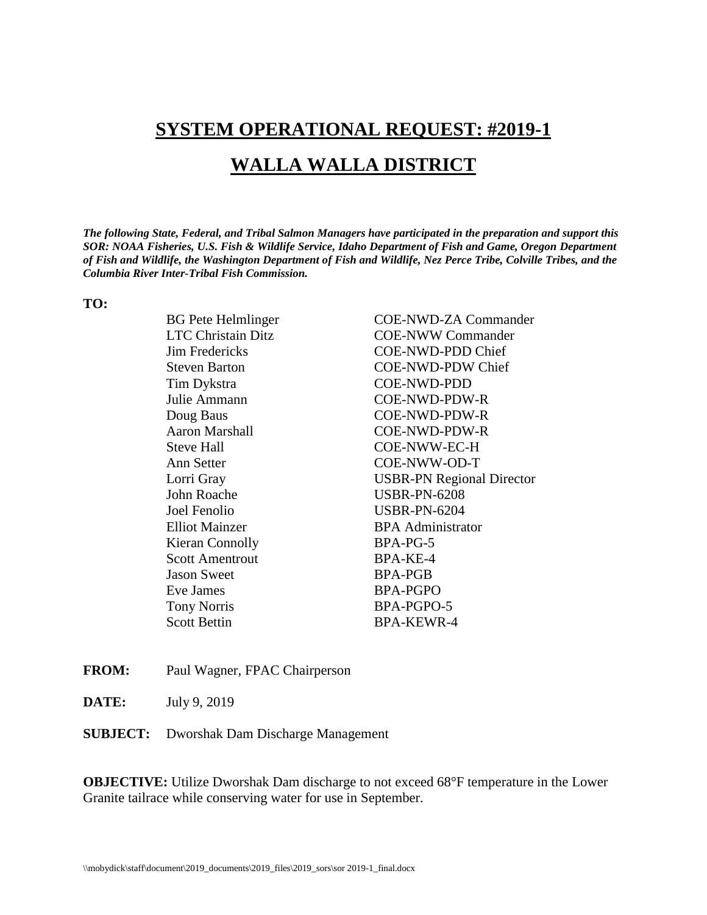# SYSTEM OPERATIONAL REQUEST: #2019-1

# WALLA WALLA DISTRICT

***The following State, Federal, and Tribal Salmon Managers have participated in the preparation and support this SOR: NOAA Fisheries, U.S. Fish & Wildlife Service, Idaho Department of Fish and Game, Oregon Department of Fish and Wildlife, the Washington Department of Fish and Wildlife, Nez Perce Tribe, Colville Tribes, and the Columbia River Inter-Tribal Fish Commission.***

**TO:**

| | |
|---|---|
| BG Pete Helmlinger | COE-NWD-ZA Commander |
| LTC Christain Ditz | COE-NWW Commander |
| Jim Fredericks | COE-NWD-PDD Chief |
| Steven Barton | COE-NWD-PDW Chief |
| Tim Dykstra | COE-NWD-PDD |
| Julie Ammann | COE-NWD-PDW-R |
| Doug Baus | COE-NWD-PDW-R |
| Aaron Marshall | COE-NWD-PDW-R |
| Steve Hall | COE-NWW-EC-H |
| Ann Setter | COE-NWW-OD-T |
| Lorri Gray | USBR-PN Regional Director |
| John Roache | USBR-PN-6208 |
| Joel Fenolio | USBR-PN-6204 |
| Elliot Mainzer | BPA Administrator |
| Kieran Connolly | BPA-PG-5 |
| Scott Amentrout | BPA-KE-4 |
| Jason Sweet | BPA-PGB |
| Eve James | BPA-PGPO |
| Tony Norris | BPA-PGPO-5 |
| Scott Bettin | BPA-KEWR-4 |

**FROM:** Paul Wagner, FPAC Chairperson

**DATE:** July 9, 2019

**SUBJECT:** Dworshak Dam Discharge Management

**OBJECTIVE:** Utilize Dworshak Dam discharge to not exceed 68°F temperature in the Lower Granite tailrace while conserving water for use in September.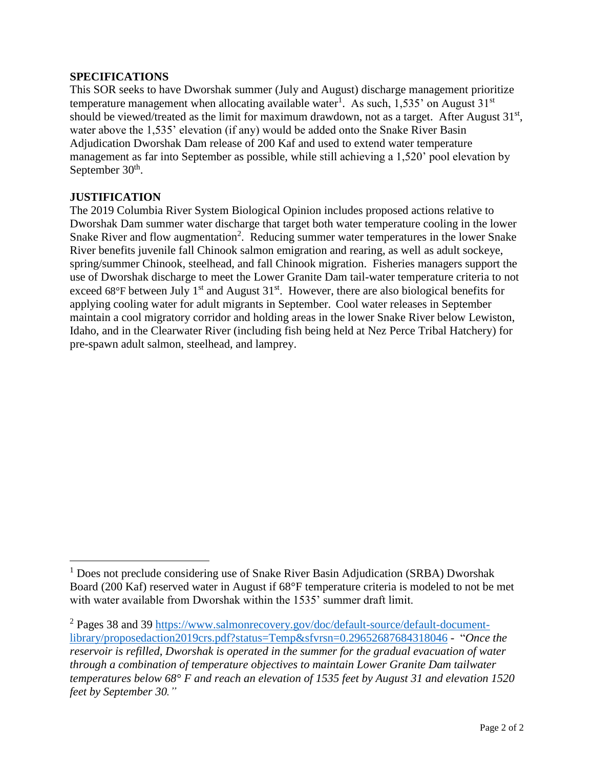## SPECIFICATIONS

This SOR seeks to have Dworshak summer (July and August) discharge management prioritize temperature management when allocating available water[1]. As such, 1,535' on August 31st should be viewed/treated as the limit for maximum drawdown, not as a target. After August 31st, water above the 1,535' elevation (if any) would be added onto the Snake River Basin Adjudication Dworshak Dam release of 200 Kaf and used to extend water temperature management as far into September as possible, while still achieving a 1,520' pool elevation by September 30th.

## JUSTIFICATION

The 2019 Columbia River System Biological Opinion includes proposed actions relative to Dworshak Dam summer water discharge that target both water temperature cooling in the lower Snake River and flow augmentation[2]. Reducing summer water temperatures in the lower Snake River benefits juvenile fall Chinook salmon emigration and rearing, as well as adult sockeye, spring/summer Chinook, steelhead, and fall Chinook migration. Fisheries managers support the use of Dworshak discharge to meet the Lower Granite Dam tail-water temperature criteria to not exceed 68°F between July 1st and August 31st. However, there are also biological benefits for applying cooling water for adult migrants in September. Cool water releases in September maintain a cool migratory corridor and holding areas in the lower Snake River below Lewiston, Idaho, and in the Clearwater River (including fish being held at Nez Perce Tribal Hatchery) for pre-spawn adult salmon, steelhead, and lamprey.

---

[1] Does not preclude considering use of Snake River Basin Adjudication (SRBA) Dworshak Board (200 Kaf) reserved water in August if 68°F temperature criteria is modeled to not be met with water available from Dworshak within the 1535' summer draft limit.

[2] Pages 38 and 39 https://www.salmonrecovery.gov/doc/default-source/default-document-library/proposedaction2019crs.pdf?status=Temp&sfvrsn=0.29652687684318046 - "*Once the reservoir is refilled, Dworshak is operated in the summer for the gradual evacuation of water through a combination of temperature objectives to maintain Lower Granite Dam tailwater temperatures below 68° F and reach an elevation of 1535 feet by August 31 and elevation 1520 feet by September 30.*"